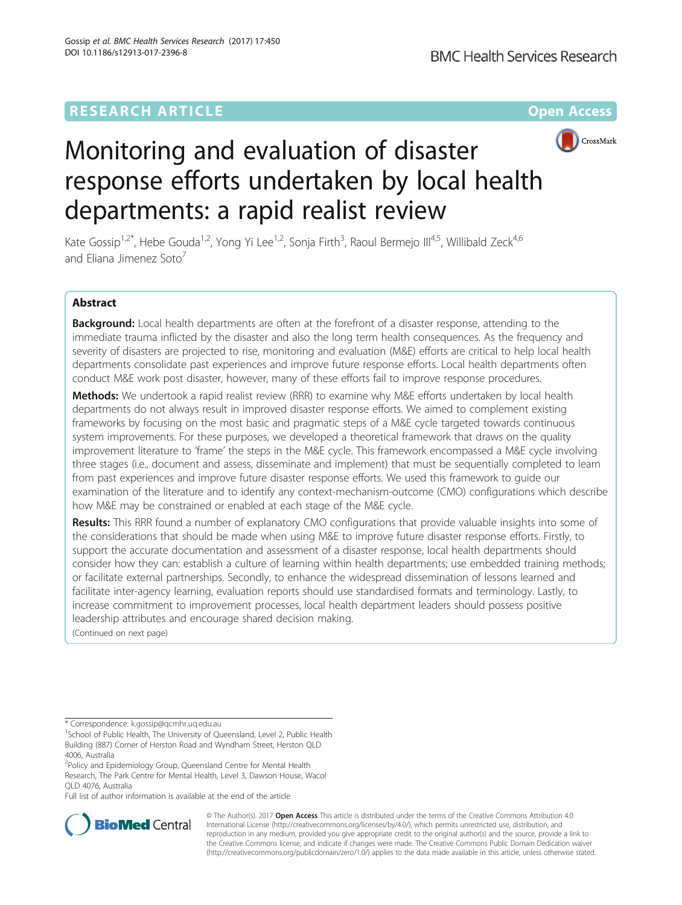RESEARCH ARTICLE

Open Access

# Monitoring and evaluation of disaster response efforts undertaken by local health departments: a rapid realist review

Kate Gossip[1,2*], Hebe Gouda[1,2], Yong Yi Lee[1,2], Sonja Firth[3], Raoul Bermejo III[4,5], Willibald Zeck[4,6] and Eliana Jimenez Soto[7]

## Abstract

**Background:** Local health departments are often at the forefront of a disaster response, attending to the immediate trauma inflicted by the disaster and also the long term health consequences. As the frequency and severity of disasters are projected to rise, monitoring and evaluation (M&E) efforts are critical to help local health departments consolidate past experiences and improve future response efforts. Local health departments often conduct M&E work post disaster, however, many of these efforts fail to improve response procedures.

**Methods:** We undertook a rapid realist review (RRR) to examine why M&E efforts undertaken by local health departments do not always result in improved disaster response efforts. We aimed to complement existing frameworks by focusing on the most basic and pragmatic steps of a M&E cycle targeted towards continuous system improvements. For these purposes, we developed a theoretical framework that draws on the quality improvement literature to 'frame' the steps in the M&E cycle. This framework encompassed a M&E cycle involving three stages (i.e., document and assess, disseminate and implement) that must be sequentially completed to learn from past experiences and improve future disaster response efforts. We used this framework to guide our examination of the literature and to identify any context-mechanism-outcome (CMO) configurations which describe how M&E may be constrained or enabled at each stage of the M&E cycle.

**Results:** This RRR found a number of explanatory CMO configurations that provide valuable insights into some of the considerations that should be made when using M&E to improve future disaster response efforts. Firstly, to support the accurate documentation and assessment of a disaster response, local health departments should consider how they can: establish a culture of learning within health departments; use embedded training methods; or facilitate external partnerships. Secondly, to enhance the widespread dissemination of lessons learned and facilitate inter-agency learning, evaluation reports should use standardised formats and terminology. Lastly, to increase commitment to improvement processes, local health department leaders should possess positive leadership attributes and encourage shared decision making.

(Continued on next page)

---

\* Correspondence: k.gossip@qcmhr.uq.edu.au

[1]School of Public Health, The University of Queensland, Level 2, Public Health Building (887) Corner of Herston Road and Wyndham Street, Herston QLD 4006, Australia

[2]Policy and Epidemiology Group, Queensland Centre for Mental Health Research, The Park Centre for Mental Health, Level 3, Dawson House, Wacol QLD 4076, Australia

Full list of author information is available at the end of the article

© The Author(s). 2017 **Open Access** This article is distributed under the terms of the Creative Commons Attribution 4.0 International License (http://creativecommons.org/licenses/by/4.0/), which permits unrestricted use, distribution, and reproduction in any medium, provided you give appropriate credit to the original author(s) and the source, provide a link to the Creative Commons license, and indicate if changes were made. The Creative Commons Public Domain Dedication waiver (http://creativecommons.org/publicdomain/zero/1.0/) applies to the data made available in this article, unless otherwise stated.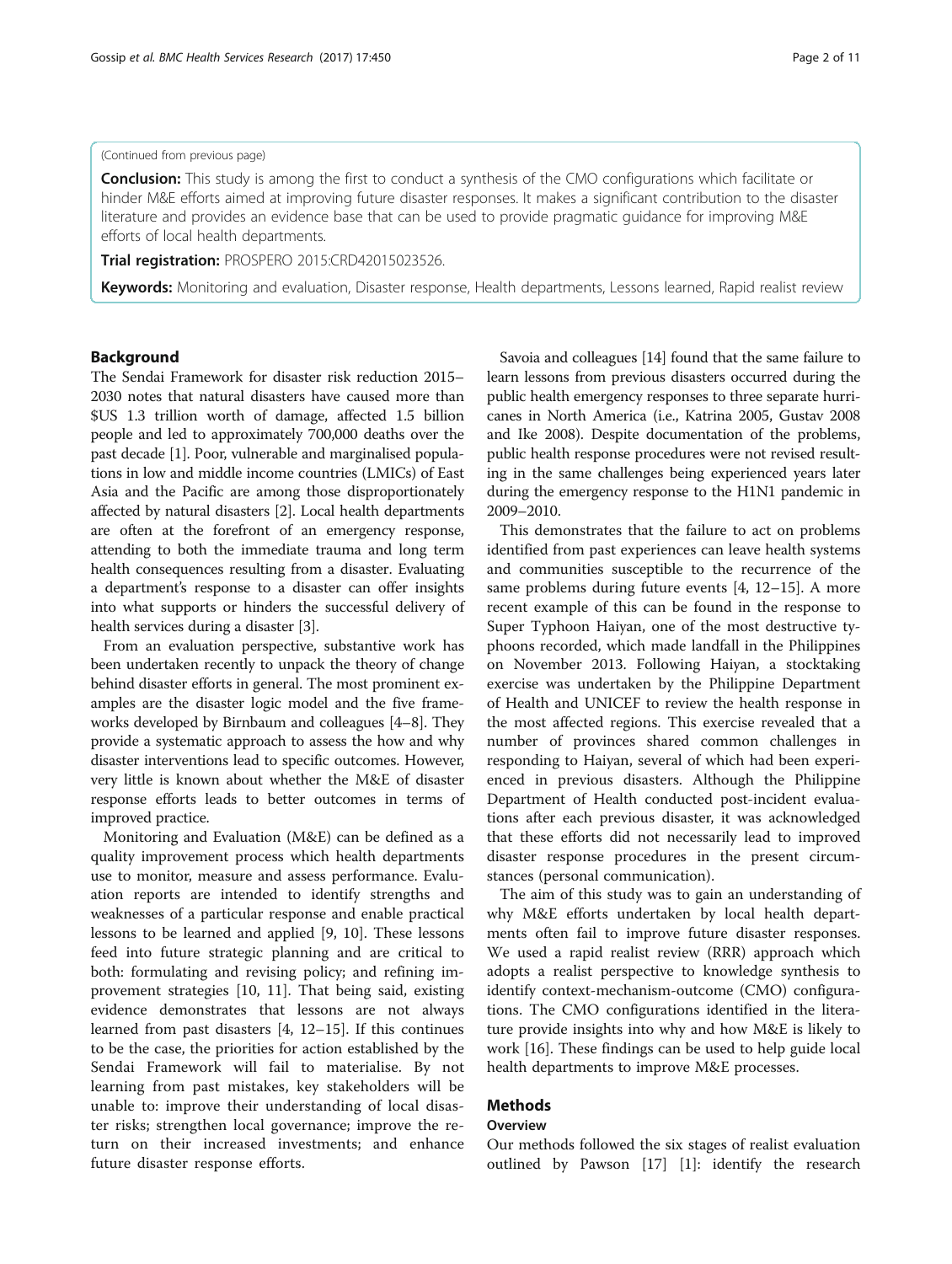(Continued from previous page)

**Conclusion:** This study is among the first to conduct a synthesis of the CMO configurations which facilitate or hinder M&E efforts aimed at improving future disaster responses. It makes a significant contribution to the disaster literature and provides an evidence base that can be used to provide pragmatic guidance for improving M&E efforts of local health departments.

**Trial registration:** PROSPERO 2015:CRD42015023526.

**Keywords:** Monitoring and evaluation, Disaster response, Health departments, Lessons learned, Rapid realist review

## Background

The Sendai Framework for disaster risk reduction 2015–2030 notes that natural disasters have caused more than $US 1.3 trillion worth of damage, affected 1.5 billion people and led to approximately 700,000 deaths over the past decade [1]. Poor, vulnerable and marginalised populations in low and middle income countries (LMICs) of East Asia and the Pacific are among those disproportionately affected by natural disasters [2]. Local health departments are often at the forefront of an emergency response, attending to both the immediate trauma and long term health consequences resulting from a disaster. Evaluating a department's response to a disaster can offer insights into what supports or hinders the successful delivery of health services during a disaster [3].

From an evaluation perspective, substantive work has been undertaken recently to unpack the theory of change behind disaster efforts in general. The most prominent examples are the disaster logic model and the five frameworks developed by Birnbaum and colleagues [4–8]. They provide a systematic approach to assess the how and why disaster interventions lead to specific outcomes. However, very little is known about whether the M&E of disaster response efforts leads to better outcomes in terms of improved practice.

Monitoring and Evaluation (M&E) can be defined as a quality improvement process which health departments use to monitor, measure and assess performance. Evaluation reports are intended to identify strengths and weaknesses of a particular response and enable practical lessons to be learned and applied [9, 10]. These lessons feed into future strategic planning and are critical to both: formulating and revising policy; and refining improvement strategies [10, 11]. That being said, existing evidence demonstrates that lessons are not always learned from past disasters [4, 12–15]. If this continues to be the case, the priorities for action established by the Sendai Framework will fail to materialise. By not learning from past mistakes, key stakeholders will be unable to: improve their understanding of local disaster risks; strengthen local governance; improve the return on their increased investments; and enhance future disaster response efforts.

Savoia and colleagues [14] found that the same failure to learn lessons from previous disasters occurred during the public health emergency responses to three separate hurricanes in North America (i.e., Katrina 2005, Gustav 2008 and Ike 2008). Despite documentation of the problems, public health response procedures were not revised resulting in the same challenges being experienced years later during the emergency response to the H1N1 pandemic in 2009–2010.

This demonstrates that the failure to act on problems identified from past experiences can leave health systems and communities susceptible to the recurrence of the same problems during future events [4, 12–15]. A more recent example of this can be found in the response to Super Typhoon Haiyan, one of the most destructive typhoons recorded, which made landfall in the Philippines on November 2013. Following Haiyan, a stocktaking exercise was undertaken by the Philippine Department of Health and UNICEF to review the health response in the most affected regions. This exercise revealed that a number of provinces shared common challenges in responding to Haiyan, several of which had been experienced in previous disasters. Although the Philippine Department of Health conducted post-incident evaluations after each previous disaster, it was acknowledged that these efforts did not necessarily lead to improved disaster response procedures in the present circumstances (personal communication).

The aim of this study was to gain an understanding of why M&E efforts undertaken by local health departments often fail to improve future disaster responses. We used a rapid realist review (RRR) approach which adopts a realist perspective to knowledge synthesis to identify context-mechanism-outcome (CMO) configurations. The CMO configurations identified in the literature provide insights into why and how M&E is likely to work [16]. These findings can be used to help guide local health departments to improve M&E processes.

## Methods

### Overview

Our methods followed the six stages of realist evaluation outlined by Pawson [17] [1]: identify the research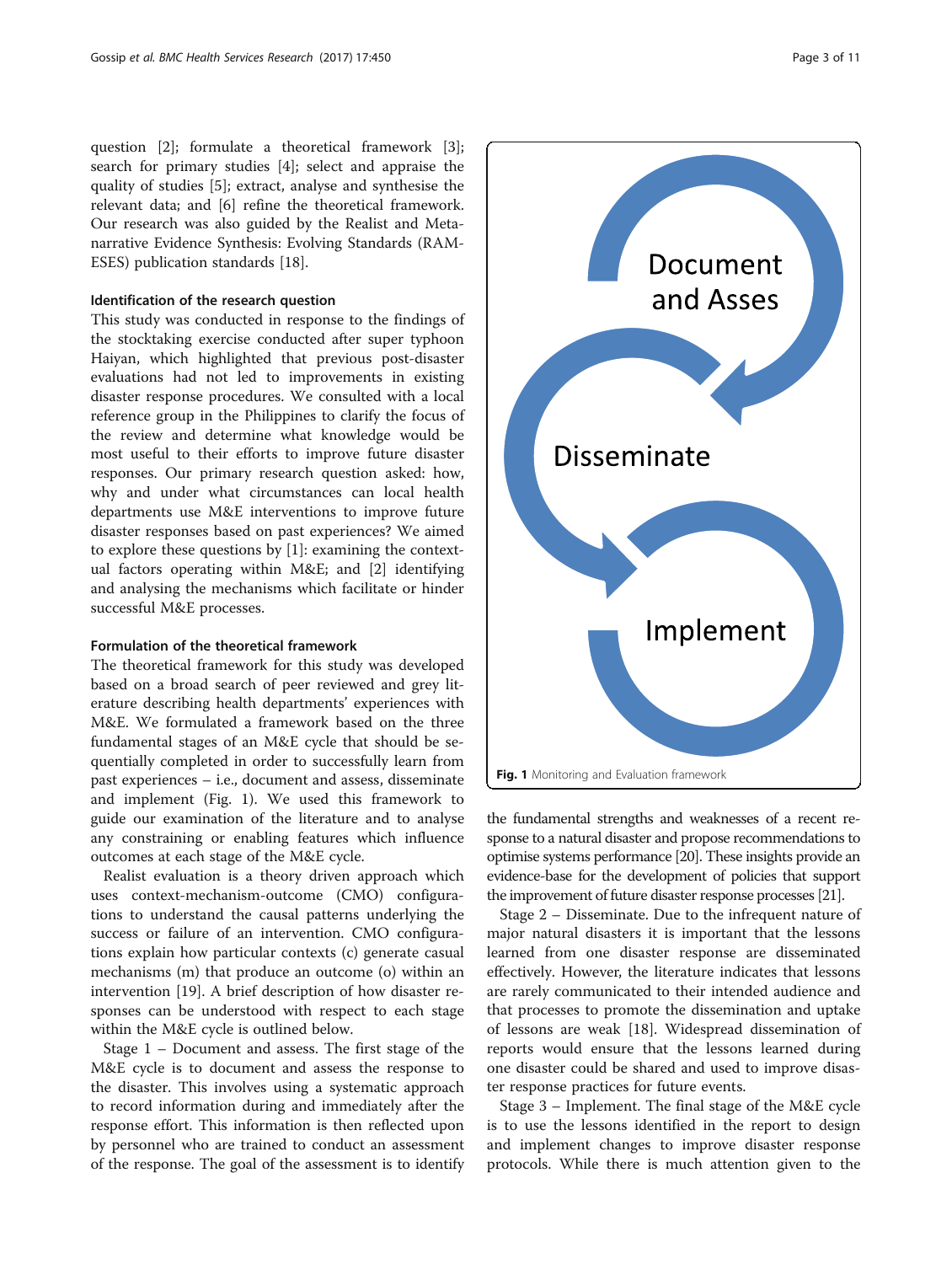question [2]; formulate a theoretical framework [3]; search for primary studies [4]; select and appraise the quality of studies [5]; extract, analyse and synthesise the relevant data; and [6] refine the theoretical framework. Our research was also guided by the Realist and Meta-narrative Evidence Synthesis: Evolving Standards (RAMESES) publication standards [18].

#### Identification of the research question

This study was conducted in response to the findings of the stocktaking exercise conducted after super typhoon Haiyan, which highlighted that previous post-disaster evaluations had not led to improvements in existing disaster response procedures. We consulted with a local reference group in the Philippines to clarify the focus of the review and determine what knowledge would be most useful to their efforts to improve future disaster responses. Our primary research question asked: how, why and under what circumstances can local health departments use M&E interventions to improve future disaster responses based on past experiences? We aimed to explore these questions by [1]: examining the contextual factors operating within M&E; and [2] identifying and analysing the mechanisms which facilitate or hinder successful M&E processes.

#### Formulation of the theoretical framework

The theoretical framework for this study was developed based on a broad search of peer reviewed and grey literature describing health departments' experiences with M&E. We formulated a framework based on the three fundamental stages of an M&E cycle that should be sequentially completed in order to successfully learn from past experiences – i.e., document and assess, disseminate and implement (Fig. 1). We used this framework to guide our examination of the literature and to analyse any constraining or enabling features which influence outcomes at each stage of the M&E cycle.

Realist evaluation is a theory driven approach which uses context-mechanism-outcome (CMO) configurations to understand the causal patterns underlying the success or failure of an intervention. CMO configurations explain how particular contexts (c) generate casual mechanisms (m) that produce an outcome (o) within an intervention [19]. A brief description of how disaster responses can be understood with respect to each stage within the M&E cycle is outlined below.

Stage 1 – Document and assess. The first stage of the M&E cycle is to document and assess the response to the disaster. This involves using a systematic approach to record information during and immediately after the response effort. This information is then reflected upon by personnel who are trained to conduct an assessment of the response. The goal of the assessment is to identify the fundamental strengths and weaknesses of a recent response to a natural disaster and propose recommendations to optimise systems performance [20]. These insights provide an evidence-base for the development of policies that support the improvement of future disaster response processes [21].

Stage 2 – Disseminate. Due to the infrequent nature of major natural disasters it is important that the lessons learned from one disaster response are disseminated effectively. However, the literature indicates that lessons are rarely communicated to their intended audience and that processes to promote the dissemination and uptake of lessons are weak [18]. Widespread dissemination of reports would ensure that the lessons learned during one disaster could be shared and used to improve disaster response practices for future events.

Stage 3 – Implement. The final stage of the M&E cycle is to use the lessons identified in the report to design and implement changes to improve disaster response protocols. While there is much attention given to the

Document and Asses

Disseminate

Implement

**Fig. 1** Monitoring and Evaluation framework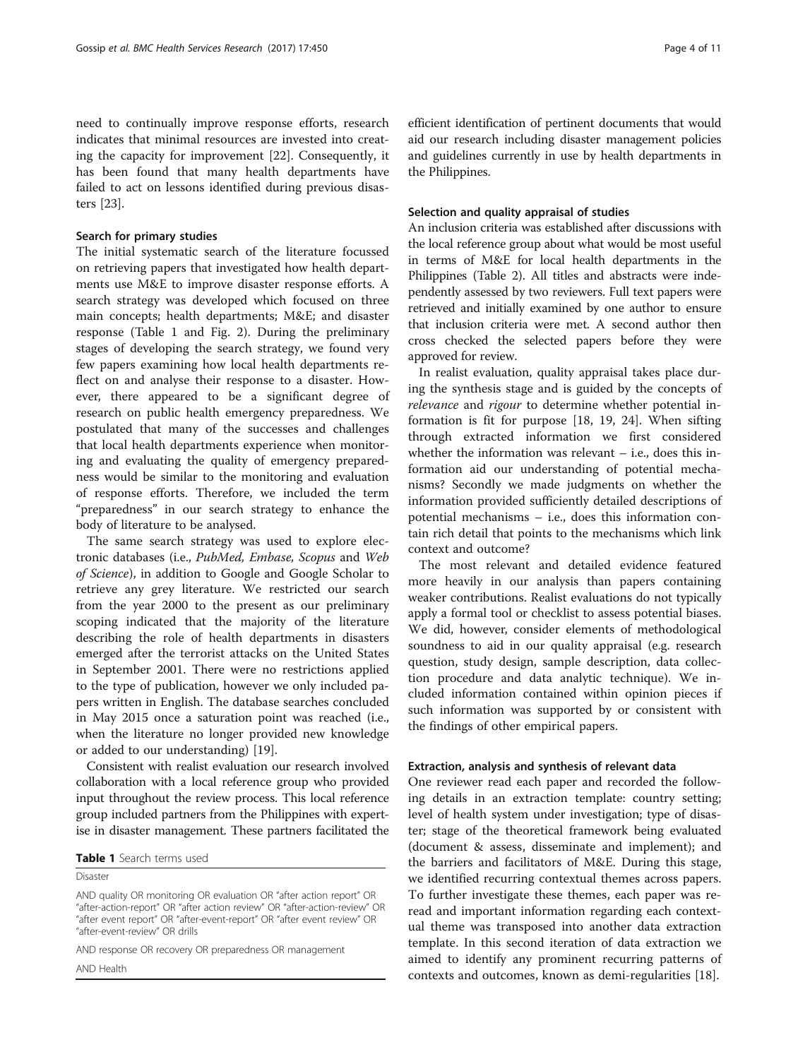need to continually improve response efforts, research indicates that minimal resources are invested into creating the capacity for improvement [22]. Consequently, it has been found that many health departments have failed to act on lessons identified during previous disasters [23].

### Search for primary studies

The initial systematic search of the literature focussed on retrieving papers that investigated how health departments use M&E to improve disaster response efforts. A search strategy was developed which focused on three main concepts; health departments; M&E; and disaster response (Table 1 and Fig. 2). During the preliminary stages of developing the search strategy, we found very few papers examining how local health departments reflect on and analyse their response to a disaster. However, there appeared to be a significant degree of research on public health emergency preparedness. We postulated that many of the successes and challenges that local health departments experience when monitoring and evaluating the quality of emergency preparedness would be similar to the monitoring and evaluation of response efforts. Therefore, we included the term "preparedness" in our search strategy to enhance the body of literature to be analysed.

The same search strategy was used to explore electronic databases (i.e., *PubMed, Embase, Scopus* and *Web of Science*), in addition to Google and Google Scholar to retrieve any grey literature. We restricted our search from the year 2000 to the present as our preliminary scoping indicated that the majority of the literature describing the role of health departments in disasters emerged after the terrorist attacks on the United States in September 2001. There were no restrictions applied to the type of publication, however we only included papers written in English. The database searches concluded in May 2015 once a saturation point was reached (i.e., when the literature no longer provided new knowledge or added to our understanding) [19].

Consistent with realist evaluation our research involved collaboration with a local reference group who provided input throughout the review process. This local reference group included partners from the Philippines with expertise in disaster management. These partners facilitated the efficient identification of pertinent documents that would aid our research including disaster management policies and guidelines currently in use by health departments in the Philippines.

**Table 1** Search terms used

| |
|---|
| Disaster |
| AND quality OR monitoring OR evaluation OR "after action report" OR "after-action-report" OR "after action review" OR "after-action-review" OR "after event report" OR "after-event-report" OR "after event review" OR "after-event-review" OR drills |
| AND response OR recovery OR preparedness OR management |
| AND Health |

### Selection and quality appraisal of studies

An inclusion criteria was established after discussions with the local reference group about what would be most useful in terms of M&E for local health departments in the Philippines (Table 2). All titles and abstracts were independently assessed by two reviewers. Full text papers were retrieved and initially examined by one author to ensure that inclusion criteria were met. A second author then cross checked the selected papers before they were approved for review.

In realist evaluation, quality appraisal takes place during the synthesis stage and is guided by the concepts of *relevance* and *rigour* to determine whether potential information is fit for purpose [18, 19, 24]. When sifting through extracted information we first considered whether the information was relevant – i.e., does this information aid our understanding of potential mechanisms? Secondly we made judgments on whether the information provided sufficiently detailed descriptions of potential mechanisms – i.e., does this information contain rich detail that points to the mechanisms which link context and outcome?

The most relevant and detailed evidence featured more heavily in our analysis than papers containing weaker contributions. Realist evaluations do not typically apply a formal tool or checklist to assess potential biases. We did, however, consider elements of methodological soundness to aid in our quality appraisal (e.g. research question, study design, sample description, data collection procedure and data analytic technique). We included information contained within opinion pieces if such information was supported by or consistent with the findings of other empirical papers.

### Extraction, analysis and synthesis of relevant data

One reviewer read each paper and recorded the following details in an extraction template: country setting; level of health system under investigation; type of disaster; stage of the theoretical framework being evaluated (document & assess, disseminate and implement); and the barriers and facilitators of M&E. During this stage, we identified recurring contextual themes across papers. To further investigate these themes, each paper was reread and important information regarding each contextual theme was transposed into another data extraction template. In this second iteration of data extraction we aimed to identify any prominent recurring patterns of contexts and outcomes, known as demi-regularities [18].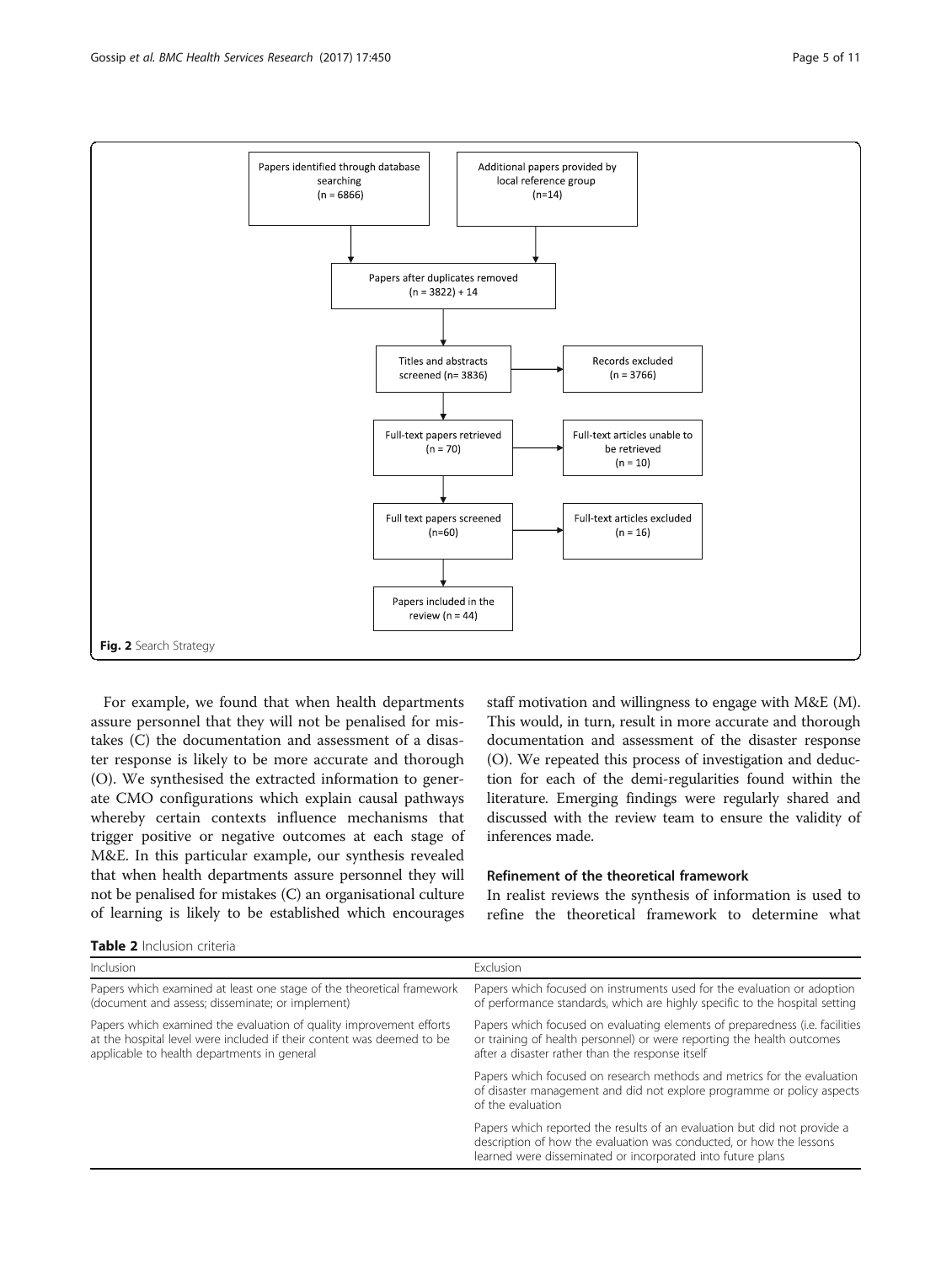Papers identified through database searching (n = 6866)

Additional papers provided by local reference group (n=14)

Papers after duplicates removed (n = 3822) + 14

Titles and abstracts screened (n= 3836)

Records excluded (n = 3766)

Full-text papers retrieved (n = 70)

Full-text articles unable to be retrieved (n = 10)

Full text papers screened (n=60)

Full-text articles excluded (n = 16)

Papers included in the review (n = 44)

**Fig. 2** Search Strategy

For example, we found that when health departments assure personnel that they will not be penalised for mistakes (C) the documentation and assessment of a disaster response is likely to be more accurate and thorough (O). We synthesised the extracted information to generate CMO configurations which explain causal pathways whereby certain contexts influence mechanisms that trigger positive or negative outcomes at each stage of M&E. In this particular example, our synthesis revealed that when health departments assure personnel they will not be penalised for mistakes (C) an organisational culture of learning is likely to be established which encourages staff motivation and willingness to engage with M&E (M). This would, in turn, result in more accurate and thorough documentation and assessment of the disaster response (O). We repeated this process of investigation and deduction for each of the demi-regularities found within the literature. Emerging findings were regularly shared and discussed with the review team to ensure the validity of inferences made.

### Refinement of the theoretical framework

In realist reviews the synthesis of information is used to refine the theoretical framework to determine what

**Table 2** Inclusion criteria

| Inclusion | Exclusion |
| --- | --- |
| Papers which examined at least one stage of the theoretical framework (document and assess; disseminate; or implement) | Papers which focused on instruments used for the evaluation or adoption of performance standards, which are highly specific to the hospital setting |
| Papers which examined the evaluation of quality improvement efforts at the hospital level were included if their content was deemed to be applicable to health departments in general | Papers which focused on evaluating elements of preparedness (i.e. facilities or training of health personnel) or were reporting the health outcomes after a disaster rather than the response itself |
| | Papers which focused on research methods and metrics for the evaluation of disaster management and did not explore programme or policy aspects of the evaluation |
| | Papers which reported the results of an evaluation but did not provide a description of how the evaluation was conducted, or how the lessons learned were disseminated or incorporated into future plans |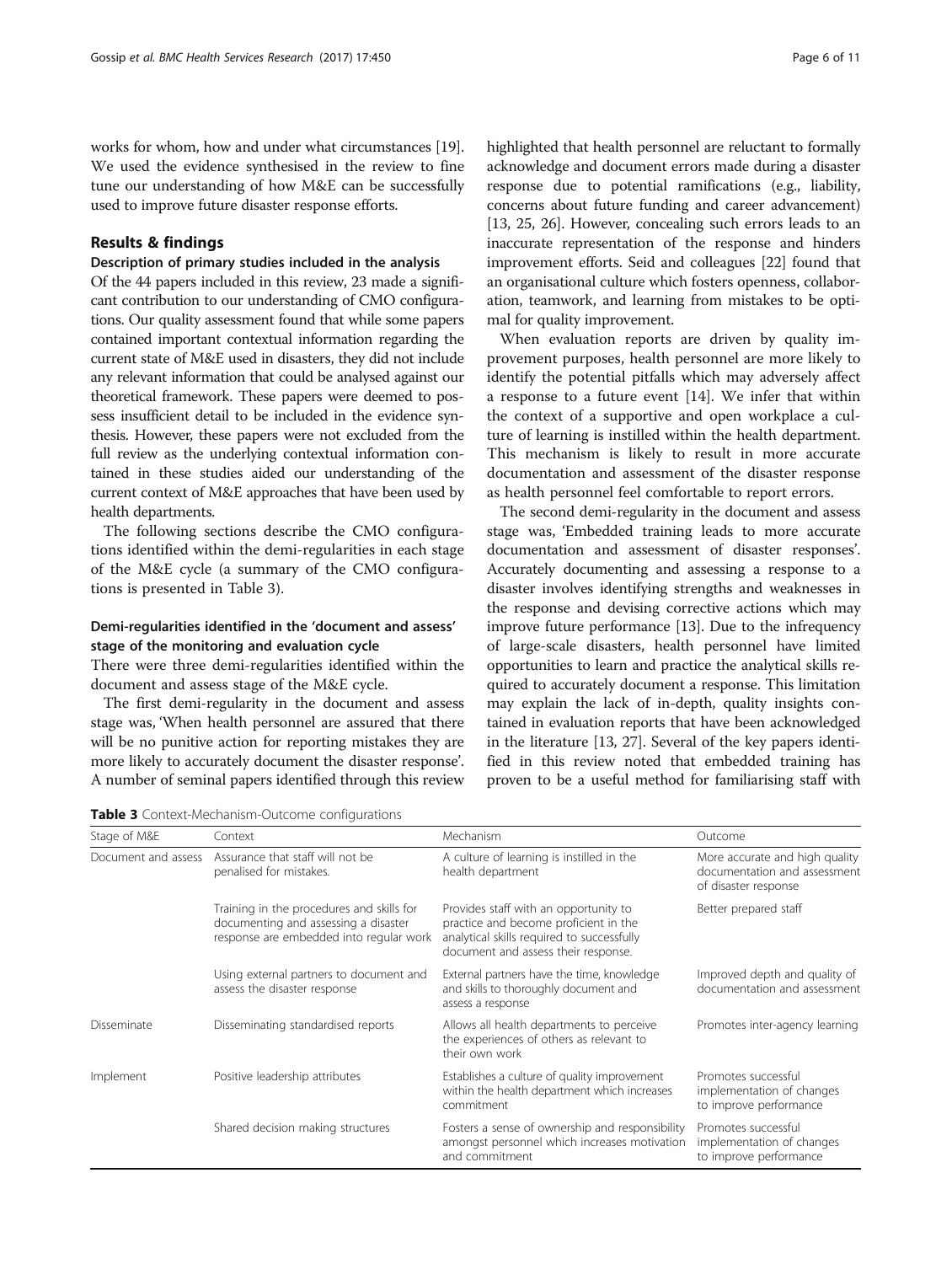works for whom, how and under what circumstances [19]. We used the evidence synthesised in the review to fine tune our understanding of how M&E can be successfully used to improve future disaster response efforts.

## Results & findings

### Description of primary studies included in the analysis

Of the 44 papers included in this review, 23 made a significant contribution to our understanding of CMO configurations. Our quality assessment found that while some papers contained important contextual information regarding the current state of M&E used in disasters, they did not include any relevant information that could be analysed against our theoretical framework. These papers were deemed to possess insufficient detail to be included in the evidence synthesis. However, these papers were not excluded from the full review as the underlying contextual information contained in these studies aided our understanding of the current context of M&E approaches that have been used by health departments.

The following sections describe the CMO configurations identified within the demi-regularities in each stage of the M&E cycle (a summary of the CMO configurations is presented in Table 3).

### Demi-regularities identified in the 'document and assess' stage of the monitoring and evaluation cycle

There were three demi-regularities identified within the document and assess stage of the M&E cycle.

The first demi-regularity in the document and assess stage was, 'When health personnel are assured that there will be no punitive action for reporting mistakes they are more likely to accurately document the disaster response'. A number of seminal papers identified through this review highlighted that health personnel are reluctant to formally acknowledge and document errors made during a disaster response due to potential ramifications (e.g., liability, concerns about future funding and career advancement) [13, 25, 26]. However, concealing such errors leads to an inaccurate representation of the response and hinders improvement efforts. Seid and colleagues [22] found that an organisational culture which fosters openness, collaboration, teamwork, and learning from mistakes to be optimal for quality improvement.

When evaluation reports are driven by quality improvement purposes, health personnel are more likely to identify the potential pitfalls which may adversely affect a response to a future event [14]. We infer that within the context of a supportive and open workplace a culture of learning is instilled within the health department. This mechanism is likely to result in more accurate documentation and assessment of the disaster response as health personnel feel comfortable to report errors.

The second demi-regularity in the document and assess stage was, 'Embedded training leads to more accurate documentation and assessment of disaster responses'. Accurately documenting and assessing a response to a disaster involves identifying strengths and weaknesses in the response and devising corrective actions which may improve future performance [13]. Due to the infrequency of large-scale disasters, health personnel have limited opportunities to learn and practice the analytical skills required to accurately document a response. This limitation may explain the lack of in-depth, quality insights contained in evaluation reports that have been acknowledged in the literature [13, 27]. Several of the key papers identified in this review noted that embedded training has proven to be a useful method for familiarising staff with

**Table 3** Context-Mechanism-Outcome configurations

| Stage of M&E | Context | Mechanism | Outcome |
|---|---|---|---|
| Document and assess | Assurance that staff will not be penalised for mistakes. | A culture of learning is instilled in the health department | More accurate and high quality documentation and assessment of disaster response |
| | Training in the procedures and skills for documenting and assessing a disaster response are embedded into regular work | Provides staff with an opportunity to practice and become proficient in the analytical skills required to successfully document and assess their response. | Better prepared staff |
| | Using external partners to document and assess the disaster response | External partners have the time, knowledge and skills to thoroughly document and assess a response | Improved depth and quality of documentation and assessment |
| Disseminate | Disseminating standardised reports | Allows all health departments to perceive the experiences of others as relevant to their own work | Promotes inter-agency learning |
| Implement | Positive leadership attributes | Establishes a culture of quality improvement within the health department which increases commitment | Promotes successful implementation of changes to improve performance |
| | Shared decision making structures | Fosters a sense of ownership and responsibility amongst personnel which increases motivation and commitment | Promotes successful implementation of changes to improve performance |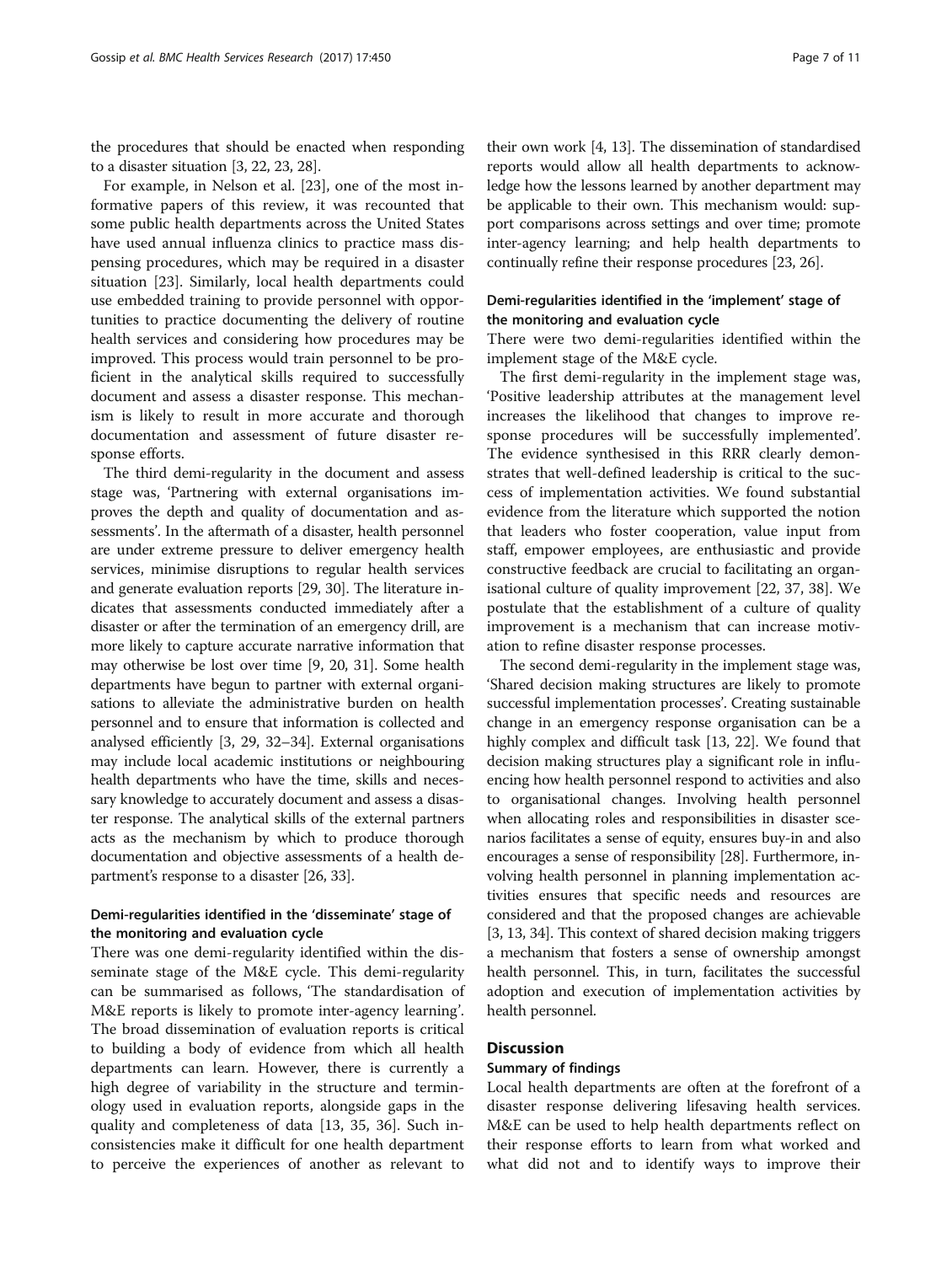the procedures that should be enacted when responding to a disaster situation [3, 22, 23, 28].

For example, in Nelson et al. [23], one of the most informative papers of this review, it was recounted that some public health departments across the United States have used annual influenza clinics to practice mass dispensing procedures, which may be required in a disaster situation [23]. Similarly, local health departments could use embedded training to provide personnel with opportunities to practice documenting the delivery of routine health services and considering how procedures may be improved. This process would train personnel to be proficient in the analytical skills required to successfully document and assess a disaster response. This mechanism is likely to result in more accurate and thorough documentation and assessment of future disaster response efforts.

The third demi-regularity in the document and assess stage was, 'Partnering with external organisations improves the depth and quality of documentation and assessments'. In the aftermath of a disaster, health personnel are under extreme pressure to deliver emergency health services, minimise disruptions to regular health services and generate evaluation reports [29, 30]. The literature indicates that assessments conducted immediately after a disaster or after the termination of an emergency drill, are more likely to capture accurate narrative information that may otherwise be lost over time [9, 20, 31]. Some health departments have begun to partner with external organisations to alleviate the administrative burden on health personnel and to ensure that information is collected and analysed efficiently [3, 29, 32–34]. External organisations may include local academic institutions or neighbouring health departments who have the time, skills and necessary knowledge to accurately document and assess a disaster response. The analytical skills of the external partners acts as the mechanism by which to produce thorough documentation and objective assessments of a health department's response to a disaster [26, 33].

### Demi-regularities identified in the 'disseminate' stage of the monitoring and evaluation cycle

There was one demi-regularity identified within the disseminate stage of the M&E cycle. This demi-regularity can be summarised as follows, 'The standardisation of M&E reports is likely to promote inter-agency learning'. The broad dissemination of evaluation reports is critical to building a body of evidence from which all health departments can learn. However, there is currently a high degree of variability in the structure and terminology used in evaluation reports, alongside gaps in the quality and completeness of data [13, 35, 36]. Such inconsistencies make it difficult for one health department to perceive the experiences of another as relevant to their own work [4, 13]. The dissemination of standardised reports would allow all health departments to acknowledge how the lessons learned by another department may be applicable to their own. This mechanism would: support comparisons across settings and over time; promote inter-agency learning; and help health departments to continually refine their response procedures [23, 26].

### Demi-regularities identified in the 'implement' stage of the monitoring and evaluation cycle

There were two demi-regularities identified within the implement stage of the M&E cycle.

The first demi-regularity in the implement stage was, 'Positive leadership attributes at the management level increases the likelihood that changes to improve response procedures will be successfully implemented'. The evidence synthesised in this RRR clearly demonstrates that well-defined leadership is critical to the success of implementation activities. We found substantial evidence from the literature which supported the notion that leaders who foster cooperation, value input from staff, empower employees, are enthusiastic and provide constructive feedback are crucial to facilitating an organisational culture of quality improvement [22, 37, 38]. We postulate that the establishment of a culture of quality improvement is a mechanism that can increase motivation to refine disaster response processes.

The second demi-regularity in the implement stage was, 'Shared decision making structures are likely to promote successful implementation processes'. Creating sustainable change in an emergency response organisation can be a highly complex and difficult task [13, 22]. We found that decision making structures play a significant role in influencing how health personnel respond to activities and also to organisational changes. Involving health personnel when allocating roles and responsibilities in disaster scenarios facilitates a sense of equity, ensures buy-in and also encourages a sense of responsibility [28]. Furthermore, involving health personnel in planning implementation activities ensures that specific needs and resources are considered and that the proposed changes are achievable [3, 13, 34]. This context of shared decision making triggers a mechanism that fosters a sense of ownership amongst health personnel. This, in turn, facilitates the successful adoption and execution of implementation activities by health personnel.

## Discussion

### Summary of findings

Local health departments are often at the forefront of a disaster response delivering lifesaving health services. M&E can be used to help health departments reflect on their response efforts to learn from what worked and what did not and to identify ways to improve their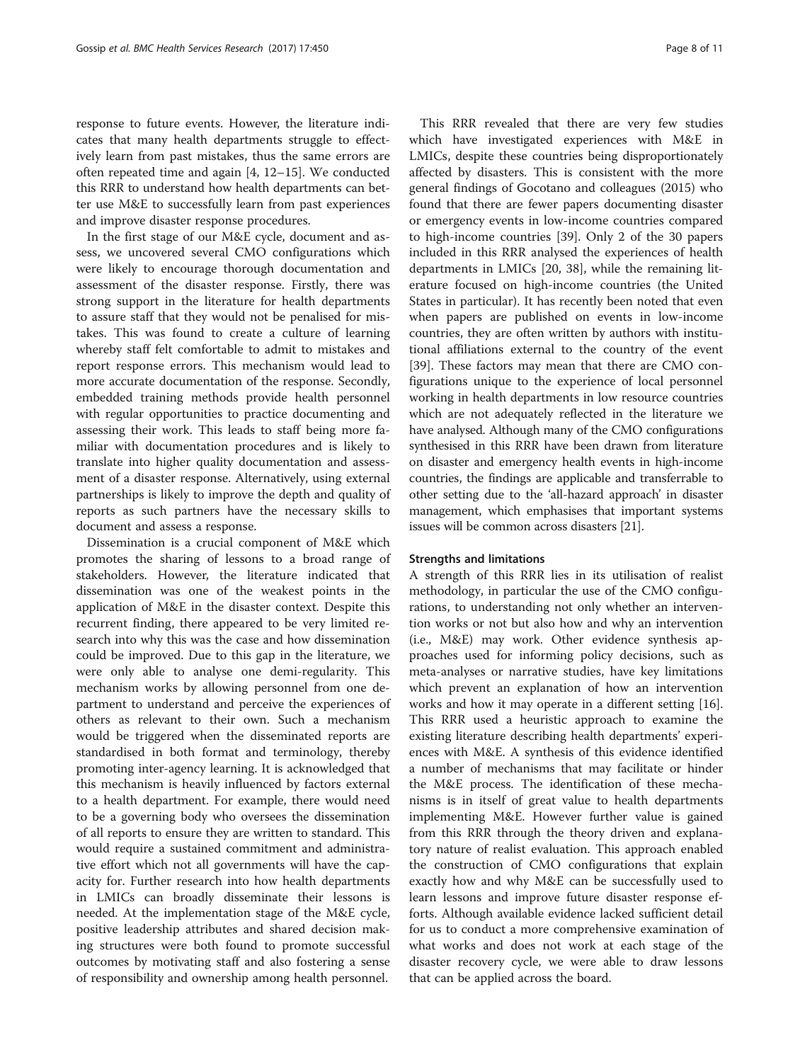response to future events. However, the literature indicates that many health departments struggle to effectively learn from past mistakes, thus the same errors are often repeated time and again [4, 12–15]. We conducted this RRR to understand how health departments can better use M&E to successfully learn from past experiences and improve disaster response procedures.

In the first stage of our M&E cycle, document and assess, we uncovered several CMO configurations which were likely to encourage thorough documentation and assessment of the disaster response. Firstly, there was strong support in the literature for health departments to assure staff that they would not be penalised for mistakes. This was found to create a culture of learning whereby staff felt comfortable to admit to mistakes and report response errors. This mechanism would lead to more accurate documentation of the response. Secondly, embedded training methods provide health personnel with regular opportunities to practice documenting and assessing their work. This leads to staff being more familiar with documentation procedures and is likely to translate into higher quality documentation and assessment of a disaster response. Alternatively, using external partnerships is likely to improve the depth and quality of reports as such partners have the necessary skills to document and assess a response.

Dissemination is a crucial component of M&E which promotes the sharing of lessons to a broad range of stakeholders. However, the literature indicated that dissemination was one of the weakest points in the application of M&E in the disaster context. Despite this recurrent finding, there appeared to be very limited research into why this was the case and how dissemination could be improved. Due to this gap in the literature, we were only able to analyse one demi-regularity. This mechanism works by allowing personnel from one department to understand and perceive the experiences of others as relevant to their own. Such a mechanism would be triggered when the disseminated reports are standardised in both format and terminology, thereby promoting inter-agency learning. It is acknowledged that this mechanism is heavily influenced by factors external to a health department. For example, there would need to be a governing body who oversees the dissemination of all reports to ensure they are written to standard. This would require a sustained commitment and administrative effort which not all governments will have the capacity for. Further research into how health departments in LMICs can broadly disseminate their lessons is needed. At the implementation stage of the M&E cycle, positive leadership attributes and shared decision making structures were both found to promote successful outcomes by motivating staff and also fostering a sense of responsibility and ownership among health personnel.

This RRR revealed that there are very few studies which have investigated experiences with M&E in LMICs, despite these countries being disproportionately affected by disasters. This is consistent with the more general findings of Gocotano and colleagues (2015) who found that there are fewer papers documenting disaster or emergency events in low-income countries compared to high-income countries [39]. Only 2 of the 30 papers included in this RRR analysed the experiences of health departments in LMICs [20, 38], while the remaining literature focused on high-income countries (the United States in particular). It has recently been noted that even when papers are published on events in low-income countries, they are often written by authors with institutional affiliations external to the country of the event [39]. These factors may mean that there are CMO configurations unique to the experience of local personnel working in health departments in low resource countries which are not adequately reflected in the literature we have analysed. Although many of the CMO configurations synthesised in this RRR have been drawn from literature on disaster and emergency health events in high-income countries, the findings are applicable and transferrable to other setting due to the 'all-hazard approach' in disaster management, which emphasises that important systems issues will be common across disasters [21].

### Strengths and limitations

A strength of this RRR lies in its utilisation of realist methodology, in particular the use of the CMO configurations, to understanding not only whether an intervention works or not but also how and why an intervention (i.e., M&E) may work. Other evidence synthesis approaches used for informing policy decisions, such as meta-analyses or narrative studies, have key limitations which prevent an explanation of how an intervention works and how it may operate in a different setting [16]. This RRR used a heuristic approach to examine the existing literature describing health departments' experiences with M&E. A synthesis of this evidence identified a number of mechanisms that may facilitate or hinder the M&E process. The identification of these mechanisms is in itself of great value to health departments implementing M&E. However further value is gained from this RRR through the theory driven and explanatory nature of realist evaluation. This approach enabled the construction of CMO configurations that explain exactly how and why M&E can be successfully used to learn lessons and improve future disaster response efforts. Although available evidence lacked sufficient detail for us to conduct a more comprehensive examination of what works and does not work at each stage of the disaster recovery cycle, we were able to draw lessons that can be applied across the board.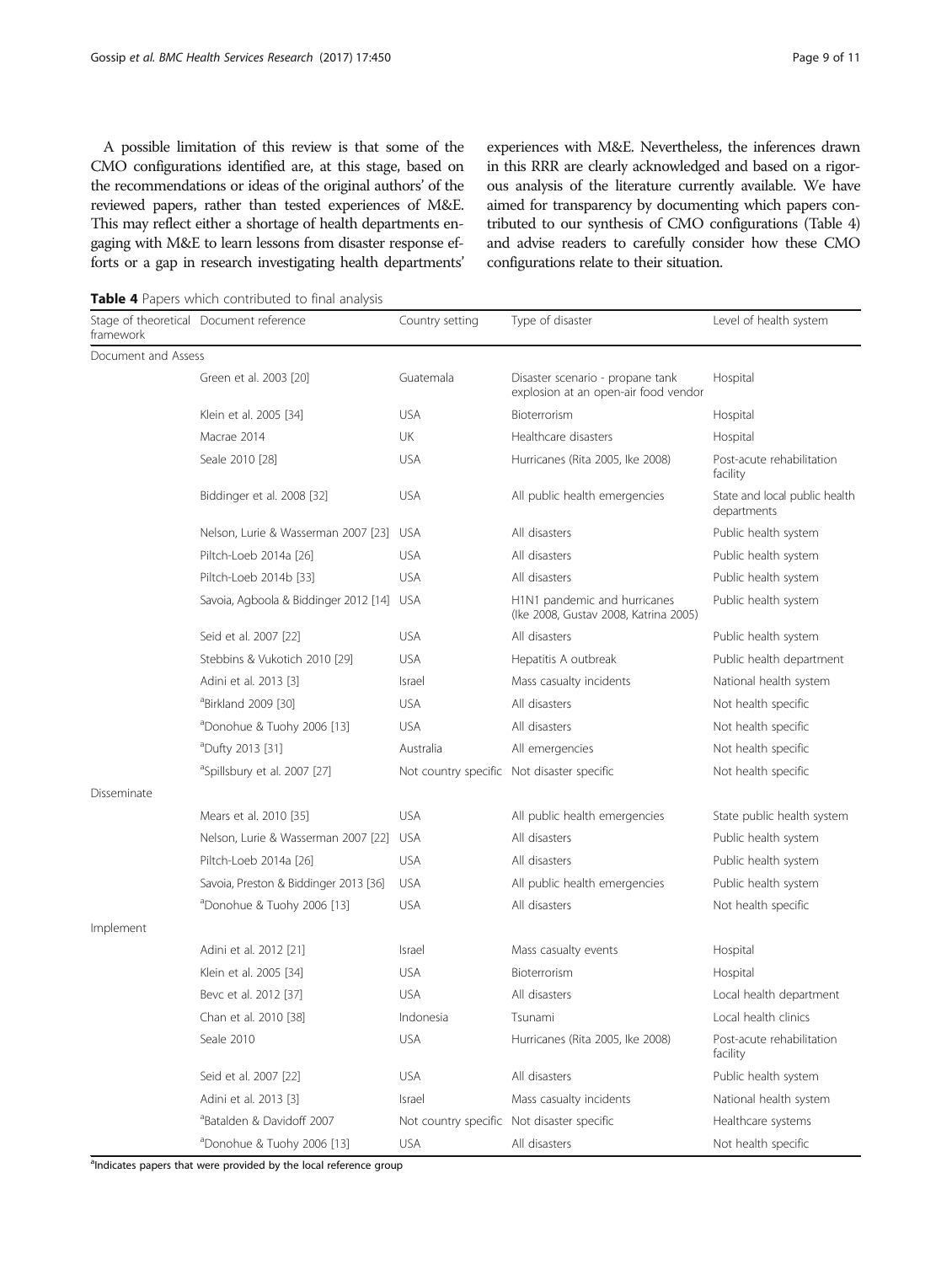A possible limitation of this review is that some of the CMO configurations identified are, at this stage, based on the recommendations or ideas of the original authors' of the reviewed papers, rather than tested experiences of M&E. This may reflect either a shortage of health departments engaging with M&E to learn lessons from disaster response efforts or a gap in research investigating health departments' experiences with M&E. Nevertheless, the inferences drawn in this RRR are clearly acknowledged and based on a rigorous analysis of the literature currently available. We have aimed for transparency by documenting which papers contributed to our synthesis of CMO configurations (Table 4) and advise readers to carefully consider how these CMO configurations relate to their situation.

**Table 4** Papers which contributed to final analysis

| Stage of theoretical framework | Document reference | Country setting | Type of disaster | Level of health system |
|---|---|---|---|---|
| Document and Assess | | | | |
| | Green et al. 2003 [20] | Guatemala | Disaster scenario - propane tank explosion at an open-air food vendor | Hospital |
| | Klein et al. 2005 [34] | USA | Bioterrorism | Hospital |
| | Macrae 2014 | UK | Healthcare disasters | Hospital |
| | Seale 2010 [28] | USA | Hurricanes (Rita 2005, Ike 2008) | Post-acute rehabilitation facility |
| | Biddinger et al. 2008 [32] | USA | All public health emergencies | State and local public health departments |
| | Nelson, Lurie & Wasserman 2007 [23] | USA | All disasters | Public health system |
| | Piltch-Loeb 2014a [26] | USA | All disasters | Public health system |
| | Piltch-Loeb 2014b [33] | USA | All disasters | Public health system |
| | Savoia, Agboola & Biddinger 2012 [14] | USA | H1N1 pandemic and hurricanes (Ike 2008, Gustav 2008, Katrina 2005) | Public health system |
| | Seid et al. 2007 [22] | USA | All disasters | Public health system |
| | Stebbins & Vukotich 2010 [29] | USA | Hepatitis A outbreak | Public health department |
| | Adini et al. 2013 [3] | Israel | Mass casualty incidents | National health system |
| | [a]Birkland 2009 [30] | USA | All disasters | Not health specific |
| | [a]Donohue & Tuohy 2006 [13] | USA | All disasters | Not health specific |
| | [a]Dufty 2013 [31] | Australia | All emergencies | Not health specific |
| | [a]Spillsbury et al. 2007 [27] | Not country specific | Not disaster specific | Not health specific |
| Disseminate | | | | |
| | Mears et al. 2010 [35] | USA | All public health emergencies | State public health system |
| | Nelson, Lurie & Wasserman 2007 [22] | USA | All disasters | Public health system |
| | Piltch-Loeb 2014a [26] | USA | All disasters | Public health system |
| | Savoia, Preston & Biddinger 2013 [36] | USA | All public health emergencies | Public health system |
| | [a]Donohue & Tuohy 2006 [13] | USA | All disasters | Not health specific |
| Implement | | | | |
| | Adini et al. 2012 [21] | Israel | Mass casualty events | Hospital |
| | Klein et al. 2005 [34] | USA | Bioterrorism | Hospital |
| | Bevc et al. 2012 [37] | USA | All disasters | Local health department |
| | Chan et al. 2010 [38] | Indonesia | Tsunami | Local health clinics |
| | Seale 2010 | USA | Hurricanes (Rita 2005, Ike 2008) | Post-acute rehabilitation facility |
| | Seid et al. 2007 [22] | USA | All disasters | Public health system |
| | Adini et al. 2013 [3] | Israel | Mass casualty incidents | National health system |
| | [a]Batalden & Davidoff 2007 | Not country specific | Not disaster specific | Healthcare systems |
| | [a]Donohue & Tuohy 2006 [13] | USA | All disasters | Not health specific |

[a]Indicates papers that were provided by the local reference group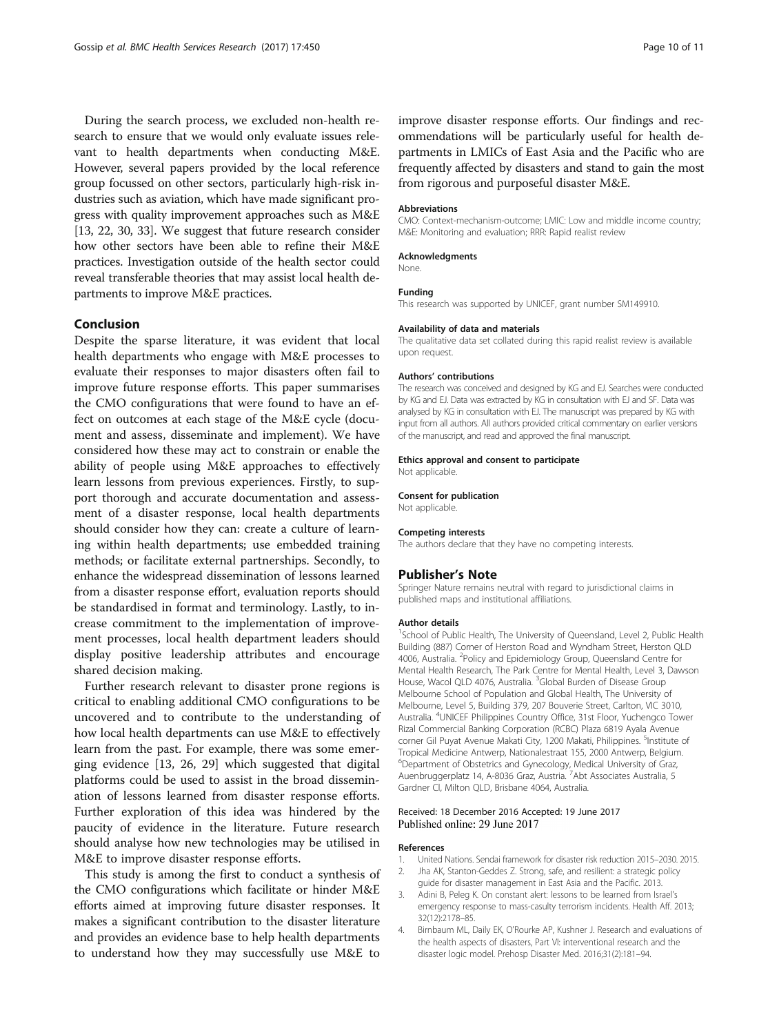During the search process, we excluded non-health research to ensure that we would only evaluate issues relevant to health departments when conducting M&E. However, several papers provided by the local reference group focussed on other sectors, particularly high-risk industries such as aviation, which have made significant progress with quality improvement approaches such as M&E [13, 22, 30, 33]. We suggest that future research consider how other sectors have been able to refine their M&E practices. Investigation outside of the health sector could reveal transferable theories that may assist local health departments to improve M&E practices.

## Conclusion

Despite the sparse literature, it was evident that local health departments who engage with M&E processes to evaluate their responses to major disasters often fail to improve future response efforts. This paper summarises the CMO configurations that were found to have an effect on outcomes at each stage of the M&E cycle (document and assess, disseminate and implement). We have considered how these may act to constrain or enable the ability of people using M&E approaches to effectively learn lessons from previous experiences. Firstly, to support thorough and accurate documentation and assessment of a disaster response, local health departments should consider how they can: create a culture of learning within health departments; use embedded training methods; or facilitate external partnerships. Secondly, to enhance the widespread dissemination of lessons learned from a disaster response effort, evaluation reports should be standardised in format and terminology. Lastly, to increase commitment to the implementation of improvement processes, local health department leaders should display positive leadership attributes and encourage shared decision making.

Further research relevant to disaster prone regions is critical to enabling additional CMO configurations to be uncovered and to contribute to the understanding of how local health departments can use M&E to effectively learn from the past. For example, there was some emerging evidence [13, 26, 29] which suggested that digital platforms could be used to assist in the broad dissemination of lessons learned from disaster response efforts. Further exploration of this idea was hindered by the paucity of evidence in the literature. Future research should analyse how new technologies may be utilised in M&E to improve disaster response efforts.

This study is among the first to conduct a synthesis of the CMO configurations which facilitate or hinder M&E efforts aimed at improving future disaster responses. It makes a significant contribution to the disaster literature and provides an evidence base to help health departments to understand how they may successfully use M&E to improve disaster response efforts. Our findings and recommendations will be particularly useful for health departments in LMICs of East Asia and the Pacific who are frequently affected by disasters and stand to gain the most from rigorous and purposeful disaster M&E.

### Abbreviations

CMO: Context-mechanism-outcome; LMIC: Low and middle income country; M&E: Monitoring and evaluation; RRR: Rapid realist review

### Acknowledgments

None.

### Funding

This research was supported by UNICEF, grant number SM149910.

### Availability of data and materials

The qualitative data set collated during this rapid realist review is available upon request.

### Authors' contributions

The research was conceived and designed by KG and EJ. Searches were conducted by KG and EJ. Data was extracted by KG in consultation with EJ and SF. Data was analysed by KG in consultation with EJ. The manuscript was prepared by KG with input from all authors. All authors provided critical commentary on earlier versions of the manuscript, and read and approved the final manuscript.

### Ethics approval and consent to participate

Not applicable.

### Consent for publication

Not applicable.

### Competing interests

The authors declare that they have no competing interests.

## Publisher's Note

Springer Nature remains neutral with regard to jurisdictional claims in published maps and institutional affiliations.

### Author details

[1]School of Public Health, The University of Queensland, Level 2, Public Health Building (887) Corner of Herston Road and Wyndham Street, Herston QLD 4006, Australia. [2]Policy and Epidemiology Group, Queensland Centre for Mental Health Research, The Park Centre for Mental Health, Level 3, Dawson House, Wacol QLD 4076, Australia. [3]Global Burden of Disease Group Melbourne School of Population and Global Health, The University of Melbourne, Level 5, Building 379, 207 Bouverie Street, Carlton, VIC 3010, Australia. [4]UNICEF Philippines Country Office, 31st Floor, Yuchengco Tower Rizal Commercial Banking Corporation (RCBC) Plaza 6819 Ayala Avenue corner Gil Puyat Avenue Makati City, 1200 Makati, Philippines. [5]Institute of Tropical Medicine Antwerp, Nationalestraat 155, 2000 Antwerp, Belgium. [6]Department of Obstetrics and Gynecology, Medical University of Graz, Auenbruggerplatz 14, A-8036 Graz, Austria. [7]Abt Associates Australia, 5 Gardner Cl, Milton QLD, Brisbane 4064, Australia.

Received: 18 December 2016 Accepted: 19 June 2017
Published online: 29 June 2017

### References

1. United Nations. Sendai framework for disaster risk reduction 2015–2030. 2015.
2. Jha AK, Stanton-Geddes Z. Strong, safe, and resilient: a strategic policy guide for disaster management in East Asia and the Pacific. 2013.
3. Adini B, Peleg K. On constant alert: lessons to be learned from Israel's emergency response to mass-casulty terrorism incidents. Health Aff. 2013; 32(12):2178–85.
4. Birnbaum ML, Daily EK, O'Rourke AP, Kushner J. Research and evaluations of the health aspects of disasters, Part VI: interventional research and the disaster logic model. Prehosp Disaster Med. 2016;31(2):181–94.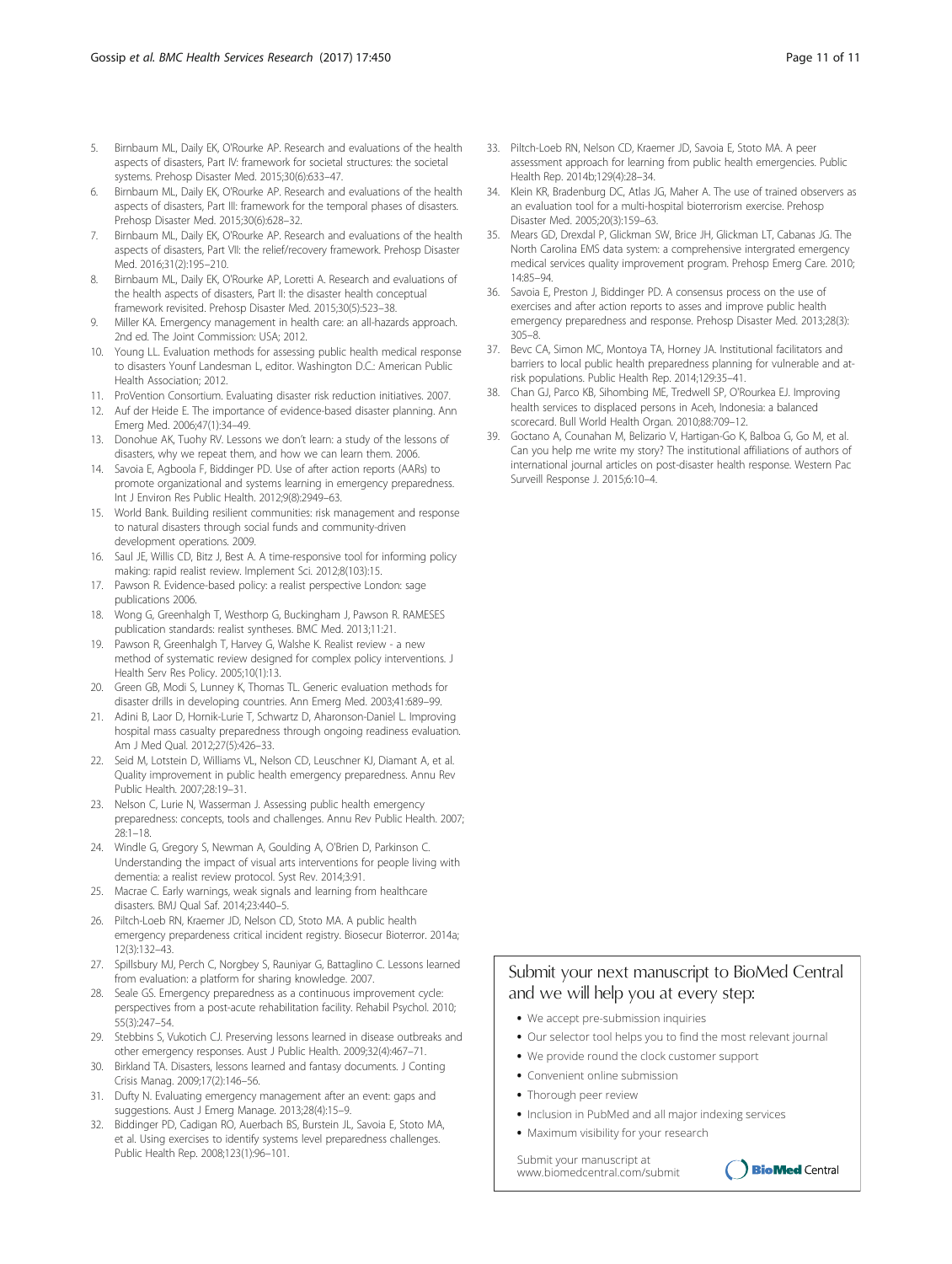5. Birnbaum ML, Daily EK, O'Rourke AP. Research and evaluations of the health aspects of disasters, Part IV: framework for societal structures: the societal systems. Prehosp Disaster Med. 2015;30(6):633–47.
6. Birnbaum ML, Daily EK, O'Rourke AP. Research and evaluations of the health aspects of disasters, Part III: framework for the temporal phases of disasters. Prehosp Disaster Med. 2015;30(6):628–32.
7. Birnbaum ML, Daily EK, O'Rourke AP. Research and evaluations of the health aspects of disasters, Part VII: the relief/recovery framework. Prehosp Disaster Med. 2016;31(2):195–210.
8. Birnbaum ML, Daily EK, O'Rourke AP, Loretti A. Research and evaluations of the health aspects of disasters, Part II: the disaster health conceptual framework revisited. Prehosp Disaster Med. 2015;30(5):523–38.
9. Miller KA. Emergency management in health care: an all-hazards approach. 2nd ed. The Joint Commission: USA; 2012.
10. Young LL. Evaluation methods for assessing public health medical response to disasters Younf Landesman L, editor. Washington D.C.: American Public Health Association; 2012.
11. ProVention Consortium. Evaluating disaster risk reduction initiatives. 2007.
12. Auf der Heide E. The importance of evidence-based disaster planning. Ann Emerg Med. 2006;47(1):34–49.
13. Donohue AK, Tuohy RV. Lessons we don't learn: a study of the lessons of disasters, why we repeat them, and how we can learn them. 2006.
14. Savoia E, Agboola F, Biddinger PD. Use of after action reports (AARs) to promote organizational and systems learning in emergency preparedness. Int J Environ Res Public Health. 2012;9(8):2949–63.
15. World Bank. Building resilient communities: risk management and response to natural disasters through social funds and community-driven development operations. 2009.
16. Saul JE, Willis CD, Bitz J, Best A. A time-responsive tool for informing policy making: rapid realist review. Implement Sci. 2012;8(103):15.
17. Pawson R. Evidence-based policy: a realist perspective London: sage publications 2006.
18. Wong G, Greenhalgh T, Westhorp G, Buckingham J, Pawson R. RAMESES publication standards: realist syntheses. BMC Med. 2013;11:21.
19. Pawson R, Greenhalgh T, Harvey G, Walshe K. Realist review - a new method of systematic review designed for complex policy interventions. J Health Serv Res Policy. 2005;10(1):13.
20. Green GB, Modi S, Lunney K, Thomas TL. Generic evaluation methods for disaster drills in developing countries. Ann Emerg Med. 2003;41:689–99.
21. Adini B, Laor D, Hornik-Lurie T, Schwartz D, Aharonson-Daniel L. Improving hospital mass casualty preparedness through ongoing readiness evaluation. Am J Med Qual. 2012;27(5):426–33.
22. Seid M, Lotstein D, Williams VL, Nelson CD, Leuschner KJ, Diamant A, et al. Quality improvement in public health emergency preparedness. Annu Rev Public Health. 2007;28:19–31.
23. Nelson C, Lurie N, Wasserman J. Assessing public health emergency preparedness: concepts, tools and challenges. Annu Rev Public Health. 2007; 28:1–18.
24. Windle G, Gregory S, Newman A, Goulding A, O'Brien D, Parkinson C. Understanding the impact of visual arts interventions for people living with dementia: a realist review protocol. Syst Rev. 2014;3:91.
25. Macrae C. Early warnings, weak signals and learning from healthcare disasters. BMJ Qual Saf. 2014;23:440–5.
26. Piltch-Loeb RN, Kraemer JD, Nelson CD, Stoto MA. A public health emergency prepardeness critical incident registry. Biosecur Bioterror. 2014a; 12(3):132–43.
27. Spillsbury MJ, Perch C, Norgbey S, Rauniyar G, Battaglino C. Lessons learned from evaluation: a platform for sharing knowledge. 2007.
28. Seale GS. Emergency preparedness as a continuous improvement cycle: perspectives from a post-acute rehabilitation facility. Rehabil Psychol. 2010; 55(3):247–54.
29. Stebbins S, Vukotich CJ. Preserving lessons learned in disease outbreaks and other emergency responses. Aust J Public Health. 2009;32(4):467–71.
30. Birkland TA. Disasters, lessons learned and fantasy documents. J Conting Crisis Manag. 2009;17(2):146–56.
31. Dufty N. Evaluating emergency management after an event: gaps and suggestions. Aust J Emerg Manage. 2013;28(4):15–9.
32. Biddinger PD, Cadigan RO, Auerbach BS, Burstein JL, Savoia E, Stoto MA, et al. Using exercises to identify systems level preparedness challenges. Public Health Rep. 2008;123(1):96–101.
33. Piltch-Loeb RN, Nelson CD, Kraemer JD, Savoia E, Stoto MA. A peer assessment approach for learning from public health emergencies. Public Health Rep. 2014b;129(4):28–34.
34. Klein KR, Bradenburg DC, Atlas JG, Maher A. The use of trained observers as an evaluation tool for a multi-hospital bioterrorism exercise. Prehosp Disaster Med. 2005;20(3):159–63.
35. Mears GD, Drexdal P, Glickman SW, Brice JH, Glickman LT, Cabanas JG. The North Carolina EMS data system: a comprehensive intergrated emergency medical services quality improvement program. Prehosp Emerg Care. 2010; 14:85–94.
36. Savoia E, Preston J, Biddinger PD. A consensus process on the use of exercises and after action reports to asses and improve public health emergency preparedness and response. Prehosp Disaster Med. 2013;28(3): 305–8.
37. Bevc CA, Simon MC, Montoya TA, Horney JA. Institutional facilitators and barriers to local public health preparedness planning for vulnerable and at-risk populations. Public Health Rep. 2014;129:35–41.
38. Chan GJ, Parco KB, Sihombing ME, Tredwell SP, O'Rourkea EJ. Improving health services to displaced persons in Aceh, Indonesia: a balanced scorecard. Bull World Health Organ. 2010;88:709–12.
39. Goctano A, Counahan M, Belizario V, Hartigan-Go K, Balboa G, Go M, et al. Can you help me write my story? The institutional affiliations of authors of international journal articles on post-disaster health response. Western Pac Surveill Response J. 2015;6:10–4.

## Submit your next manuscript to BioMed Central and we will help you at every step:

- We accept pre-submission inquiries
- Our selector tool helps you to find the most relevant journal
- We provide round the clock customer support
- Convenient online submission
- Thorough peer review
- Inclusion in PubMed and all major indexing services
- Maximum visibility for your research

Submit your manuscript at
www.biomedcentral.com/submit

BioMed Central